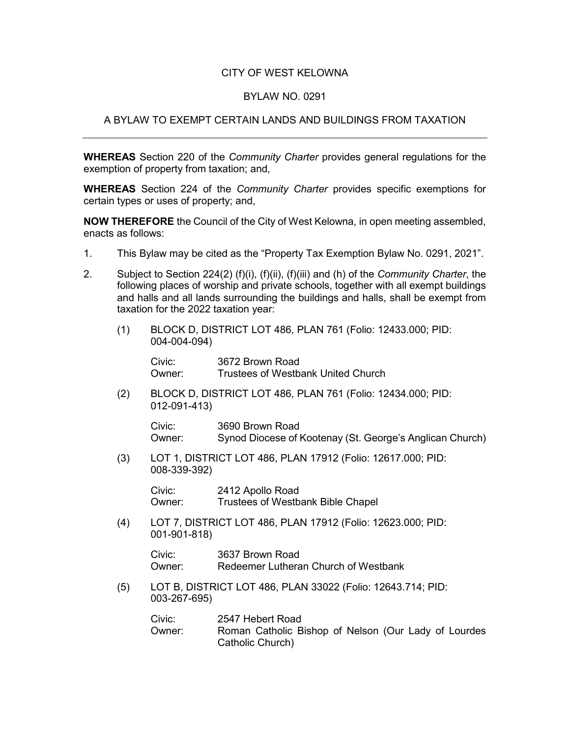# CITY OF WEST KELOWNA

## BYLAW NO. 0291

## A BYLAW TO EXEMPT CERTAIN LANDS AND BUILDINGS FROM TAXATION

---

**WHEREAS** Section 220 of the *Community Charter* provides general regulations for the exemption of property from taxation; and,

**WHEREAS** Section 224 of the *Community Charter* provides specific exemptions for certain types or uses of property; and,

**NOW THEREFORE** the Council of the City of West Kelowna, in open meeting assembled, enacts as follows:

1. This Bylaw may be cited as the "Property Tax Exemption Bylaw No. 0291, 2021".

2. Subject to Section 224(2) (f)(i), (f)(ii), (f)(iii) and (h) of the *Community Charter*, the following places of worship and private schools, together with all exempt buildings and halls and all lands surrounding the buildings and halls, shall be exempt from taxation for the 2022 taxation year:

   (1) BLOCK D, DISTRICT LOT 486, PLAN 761 (Folio: 12433.000; PID: 004-004-094)

   Civic: 3672 Brown Road
   Owner: Trustees of Westbank United Church

   (2) BLOCK D, DISTRICT LOT 486, PLAN 761 (Folio: 12434.000; PID: 012-091-413)

   Civic: 3690 Brown Road
   Owner: Synod Diocese of Kootenay (St. George's Anglican Church)

   (3) LOT 1, DISTRICT LOT 486, PLAN 17912 (Folio: 12617.000; PID: 008-339-392)

   Civic: 2412 Apollo Road
   Owner: Trustees of Westbank Bible Chapel

   (4) LOT 7, DISTRICT LOT 486, PLAN 17912 (Folio: 12623.000; PID: 001-901-818)

   Civic: 3637 Brown Road
   Owner: Redeemer Lutheran Church of Westbank

   (5) LOT B, DISTRICT LOT 486, PLAN 33022 (Folio: 12643.714; PID: 003-267-695)

   Civic: 2547 Hebert Road
   Owner: Roman Catholic Bishop of Nelson (Our Lady of Lourdes Catholic Church)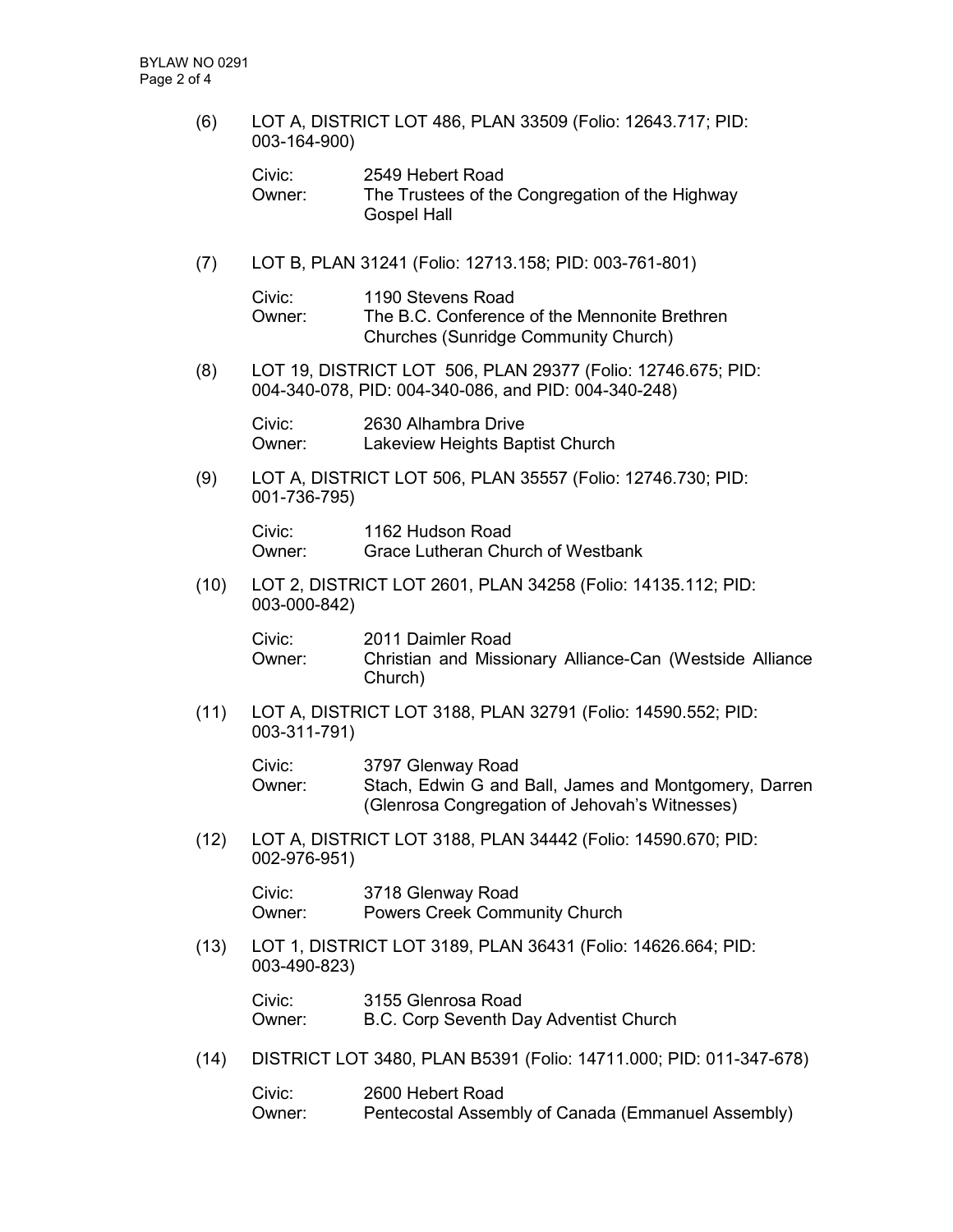(6) LOT A, DISTRICT LOT 486, PLAN 33509 (Folio: 12643.717; PID: 003-164-900)

Civic: 2549 Hebert Road
Owner: The Trustees of the Congregation of the Highway Gospel Hall

(7) LOT B, PLAN 31241 (Folio: 12713.158; PID: 003-761-801)

Civic: 1190 Stevens Road
Owner: The B.C. Conference of the Mennonite Brethren Churches (Sunridge Community Church)

(8) LOT 19, DISTRICT LOT 506, PLAN 29377 (Folio: 12746.675; PID: 004-340-078, PID: 004-340-086, and PID: 004-340-248)

Civic: 2630 Alhambra Drive
Owner: Lakeview Heights Baptist Church

(9) LOT A, DISTRICT LOT 506, PLAN 35557 (Folio: 12746.730; PID: 001-736-795)

Civic: 1162 Hudson Road
Owner: Grace Lutheran Church of Westbank

(10) LOT 2, DISTRICT LOT 2601, PLAN 34258 (Folio: 14135.112; PID: 003-000-842)

Civic: 2011 Daimler Road
Owner: Christian and Missionary Alliance-Can (Westside Alliance Church)

(11) LOT A, DISTRICT LOT 3188, PLAN 32791 (Folio: 14590.552; PID: 003-311-791)

Civic: 3797 Glenway Road
Owner: Stach, Edwin G and Ball, James and Montgomery, Darren (Glenrosa Congregation of Jehovah's Witnesses)

(12) LOT A, DISTRICT LOT 3188, PLAN 34442 (Folio: 14590.670; PID: 002-976-951)

Civic: 3718 Glenway Road
Owner: Powers Creek Community Church

(13) LOT 1, DISTRICT LOT 3189, PLAN 36431 (Folio: 14626.664; PID: 003-490-823)

Civic: 3155 Glenrosa Road
Owner: B.C. Corp Seventh Day Adventist Church

(14) DISTRICT LOT 3480, PLAN B5391 (Folio: 14711.000; PID: 011-347-678)

Civic: 2600 Hebert Road
Owner: Pentecostal Assembly of Canada (Emmanuel Assembly)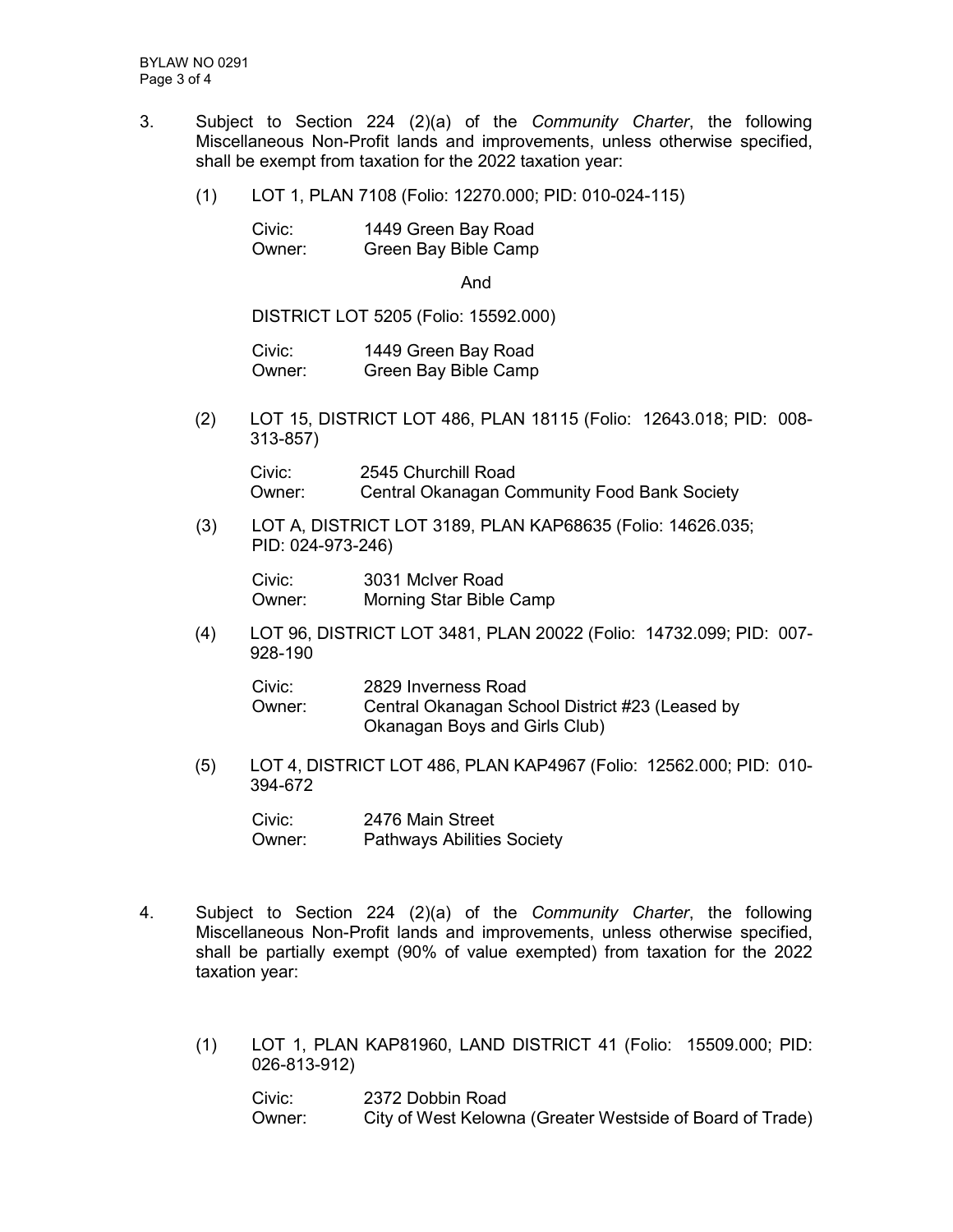3. Subject to Section 224 (2)(a) of the *Community Charter*, the following Miscellaneous Non-Profit lands and improvements, unless otherwise specified, shall be exempt from taxation for the 2022 taxation year:

   (1) LOT 1, PLAN 7108 (Folio: 12270.000; PID: 010-024-115)

   Civic: 1449 Green Bay Road
   Owner: Green Bay Bible Camp

   And

   DISTRICT LOT 5205 (Folio: 15592.000)

   Civic: 1449 Green Bay Road
   Owner: Green Bay Bible Camp

   (2) LOT 15, DISTRICT LOT 486, PLAN 18115 (Folio: 12643.018; PID: 008-313-857)

   Civic: 2545 Churchill Road
   Owner: Central Okanagan Community Food Bank Society

   (3) LOT A, DISTRICT LOT 3189, PLAN KAP68635 (Folio: 14626.035; PID: 024-973-246)

   Civic: 3031 McIver Road
   Owner: Morning Star Bible Camp

   (4) LOT 96, DISTRICT LOT 3481, PLAN 20022 (Folio: 14732.099; PID: 007-928-190

   Civic: 2829 Inverness Road
   Owner: Central Okanagan School District #23 (Leased by Okanagan Boys and Girls Club)

   (5) LOT 4, DISTRICT LOT 486, PLAN KAP4967 (Folio: 12562.000; PID: 010-394-672

   Civic: 2476 Main Street
   Owner: Pathways Abilities Society

4. Subject to Section 224 (2)(a) of the *Community Charter*, the following Miscellaneous Non-Profit lands and improvements, unless otherwise specified, shall be partially exempt (90% of value exempted) from taxation for the 2022 taxation year:

   (1) LOT 1, PLAN KAP81960, LAND DISTRICT 41 (Folio: 15509.000; PID: 026-813-912)

   Civic: 2372 Dobbin Road
   Owner: City of West Kelowna (Greater Westside of Board of Trade)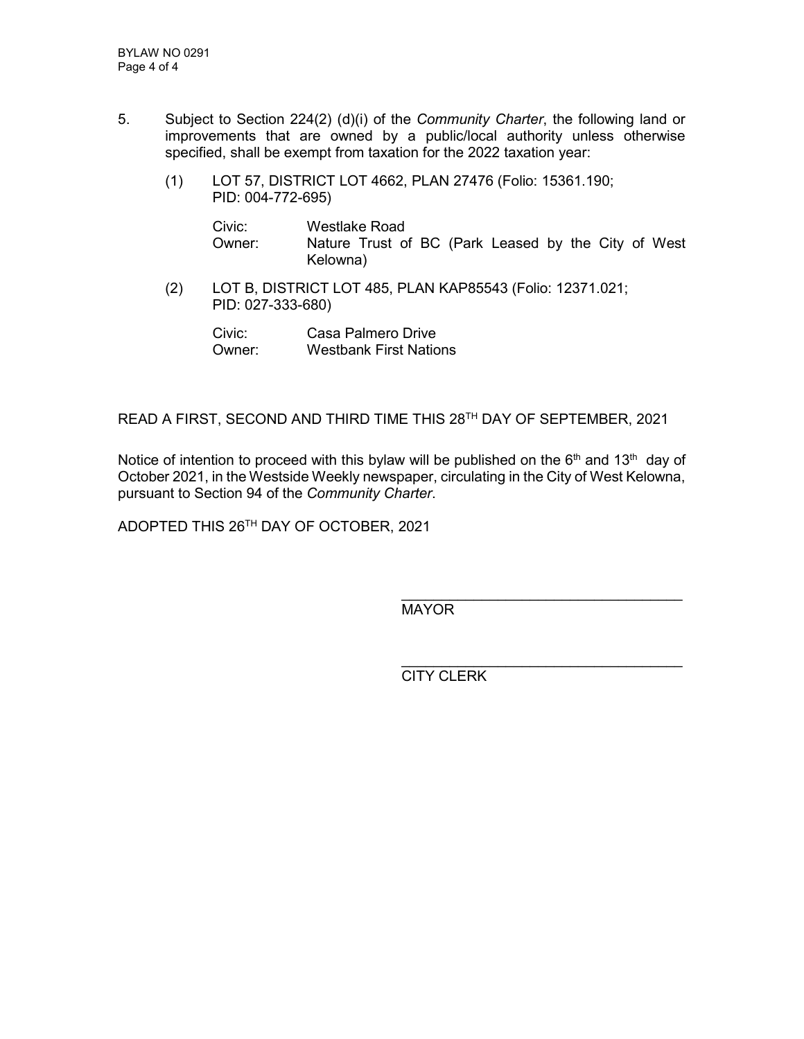5. Subject to Section 224(2) (d)(i) of the *Community Charter*, the following land or improvements that are owned by a public/local authority unless otherwise specified, shall be exempt from taxation for the 2022 taxation year:

   (1) LOT 57, DISTRICT LOT 4662, PLAN 27476 (Folio: 15361.190; PID: 004-772-695)

   Civic: Westlake Road
   Owner: Nature Trust of BC (Park Leased by the City of West Kelowna)

   (2) LOT B, DISTRICT LOT 485, PLAN KAP85543 (Folio: 12371.021; PID: 027-333-680)

   Civic: Casa Palmero Drive
   Owner: Westbank First Nations

READ A FIRST, SECOND AND THIRD TIME THIS 28TH DAY OF SEPTEMBER, 2021

Notice of intention to proceed with this bylaw will be published on the 6th and 13th day of October 2021, in the Westside Weekly newspaper, circulating in the City of West Kelowna, pursuant to Section 94 of the *Community Charter*.

ADOPTED THIS 26TH DAY OF OCTOBER, 2021

\_\_\_\_\_\_\_\_\_\_\_\_\_\_\_\_\_\_\_\_\_\_\_\_\_\_\_\_\_\_\_\_\_\_
MAYOR

\_\_\_\_\_\_\_\_\_\_\_\_\_\_\_\_\_\_\_\_\_\_\_\_\_\_\_\_\_\_\_\_\_\_
CITY CLERK